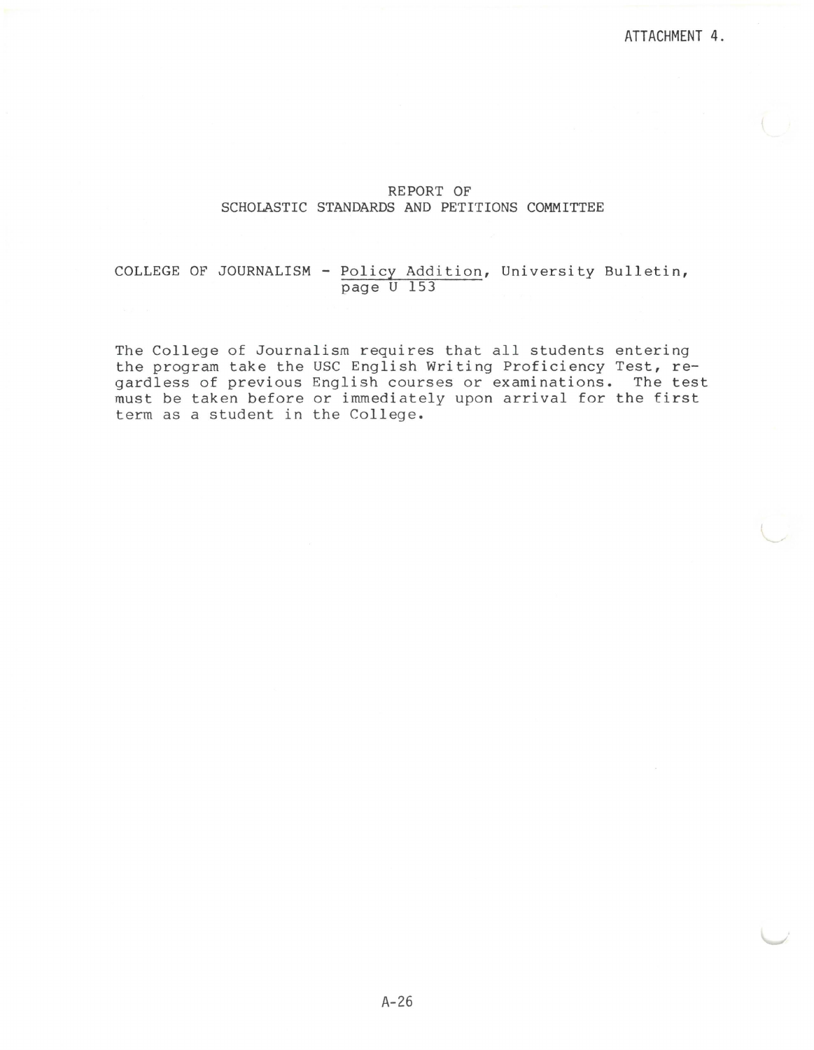ATTACHMENT 4.

# REPORT OF
# SCHOLASTIC STANDARDS AND PETITIONS COMMITTEE

COLLEGE OF JOURNALISM - Policy Addition, University Bulletin, page U 153

The College of Journalism requires that all students entering the program take the USC English Writing Proficiency Test, regardless of previous English courses or examinations. The test must be taken before or immediately upon arrival for the first term as a student in the College.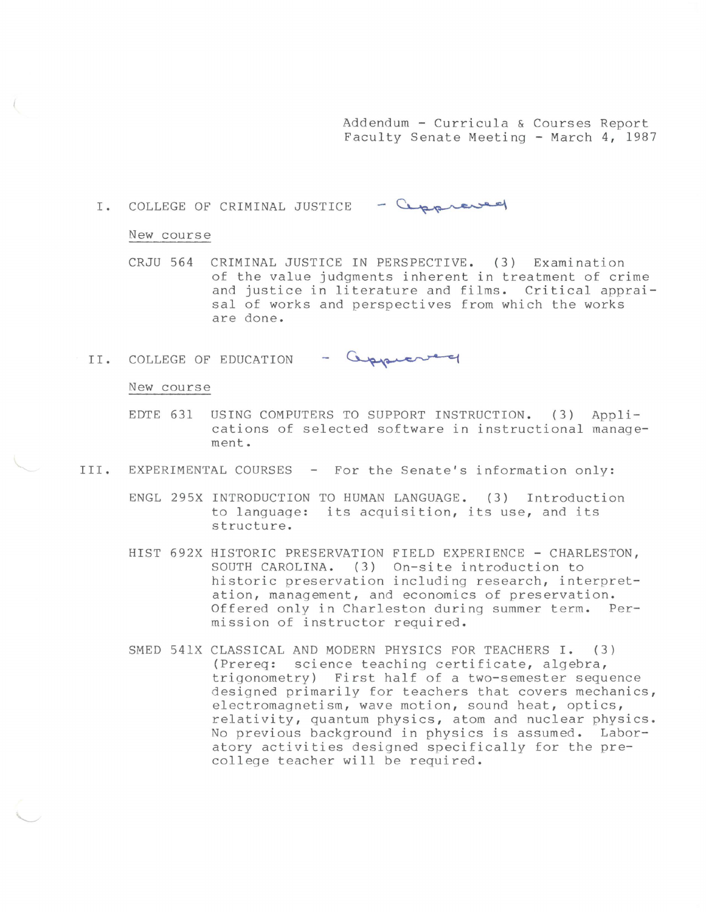Addendum - Curricula & Courses Report
Faculty Senate Meeting - March 4, 1987

## I. COLLEGE OF CRIMINAL JUSTICE - Approved

New course

CRJU 564 CRIMINAL JUSTICE IN PERSPECTIVE. (3) Examination of the value judgments inherent in treatment of crime and justice in literature and films. Critical appraisal of works and perspectives from which the works are done.

## II. COLLEGE OF EDUCATION - Approved

New course

EDTE 631 USING COMPUTERS TO SUPPORT INSTRUCTION. (3) Applications of selected software in instructional management.

## III. EXPERIMENTAL COURSES - For the Senate's information only:

ENGL 295X INTRODUCTION TO HUMAN LANGUAGE. (3) Introduction to language: its acquisition, its use, and its structure.

HIST 692X HISTORIC PRESERVATION FIELD EXPERIENCE - CHARLESTON, SOUTH CAROLINA. (3) On-site introduction to historic preservation including research, interpretation, management, and economics of preservation. Offered only in Charleston during summer term. Permission of instructor required.

SMED 541X CLASSICAL AND MODERN PHYSICS FOR TEACHERS I. (3) (Prereq: science teaching certificate, algebra, trigonometry) First half of a two-semester sequence designed primarily for teachers that covers mechanics, electromagnetism, wave motion, sound heat, optics, relativity, quantum physics, atom and nuclear physics. No previous background in physics is assumed. Laboratory activities designed specifically for the pre-college teacher will be required.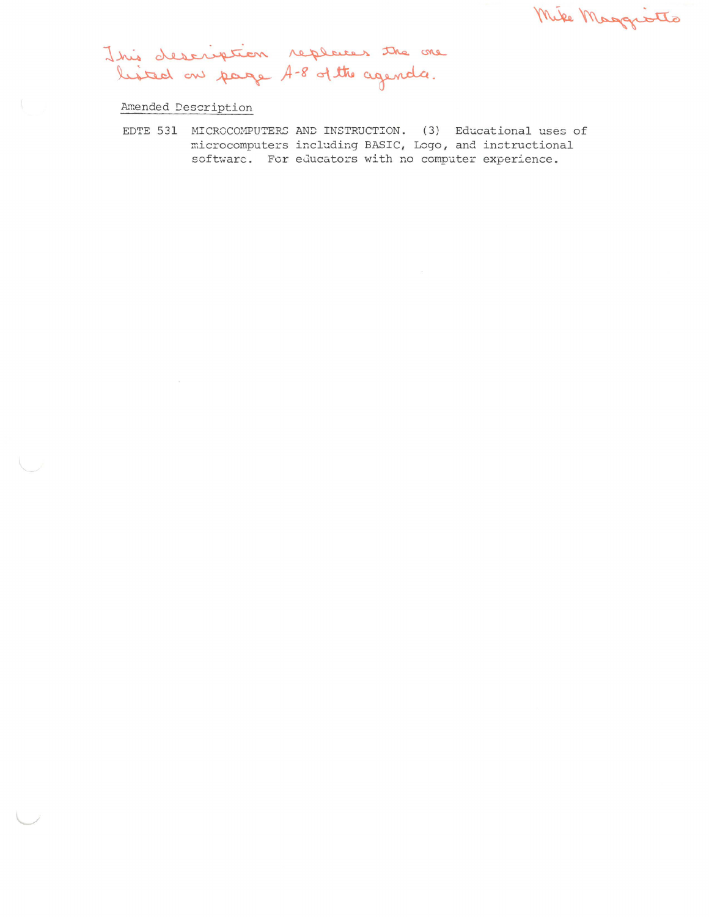Mike Maggiotto

This description replaces the one listed on page A-8 of the agenda.

<u>Amended Description</u>

EDTE 531 MICROCOMPUTERS AND INSTRUCTION. (3) Educational uses of microcomputers including BASIC, Logo, and instructional software. For educators with no computer experience.